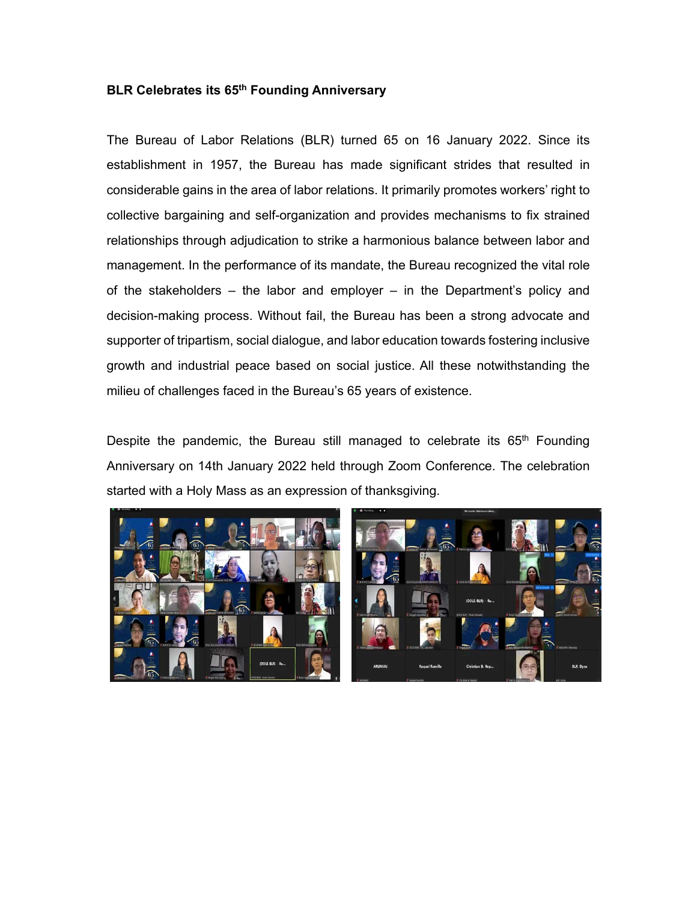**BLR Celebrates its 65th Founding Anniversary**

The Bureau of Labor Relations (BLR) turned 65 on 16 January 2022. Since its establishment in 1957, the Bureau has made significant strides that resulted in considerable gains in the area of labor relations. It primarily promotes workers' right to collective bargaining and self-organization and provides mechanisms to fix strained relationships through adjudication to strike a harmonious balance between labor and management. In the performance of its mandate, the Bureau recognized the vital role of the stakeholders – the labor and employer – in the Department's policy and decision-making process. Without fail, the Bureau has been a strong advocate and supporter of tripartism, social dialogue, and labor education towards fostering inclusive growth and industrial peace based on social justice. All these notwithstanding the milieu of challenges faced in the Bureau's 65 years of existence.

Despite the pandemic, the Bureau still managed to celebrate its 65th Founding Anniversary on 14th January 2022 held through Zoom Conference. The celebration started with a Holy Mass as an expression of thanksgiving.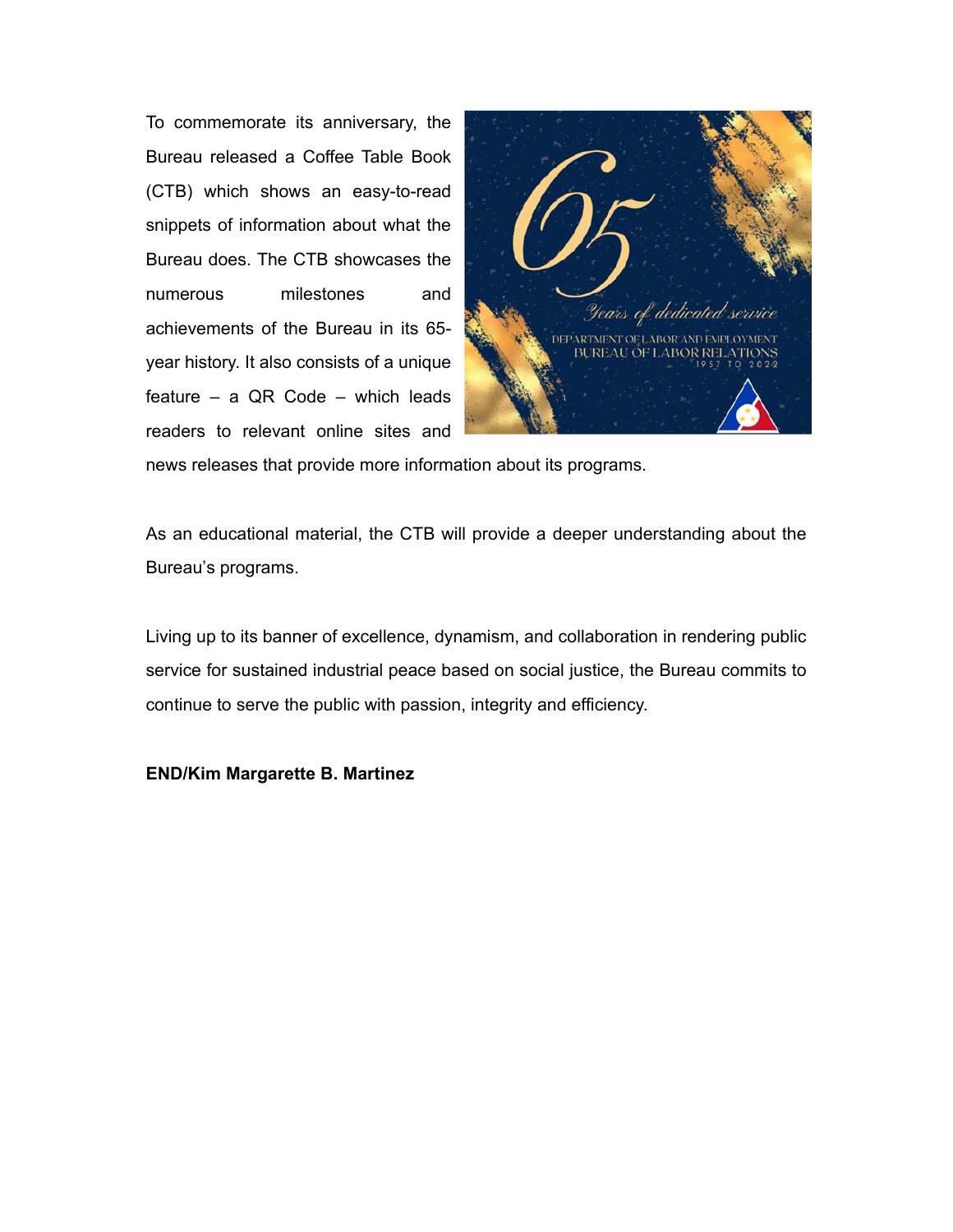To commemorate its anniversary, the Bureau released a Coffee Table Book (CTB) which shows an easy-to-read snippets of information about what the Bureau does. The CTB showcases the numerous milestones and achievements of the Bureau in its 65-year history. It also consists of a unique feature – a QR Code – which leads readers to relevant online sites and news releases that provide more information about its programs.

As an educational material, the CTB will provide a deeper understanding about the Bureau's programs.

Living up to its banner of excellence, dynamism, and collaboration in rendering public service for sustained industrial peace based on social justice, the Bureau commits to continue to serve the public with passion, integrity and efficiency.

**END/Kim Margarette B. Martinez**